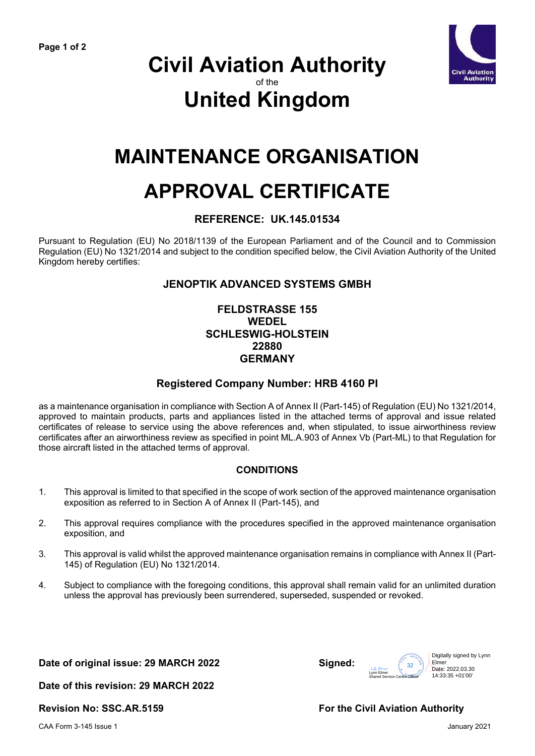# Civil Aviation Authority
of the
# United Kingdom

# MAINTENANCE ORGANISATION APPROVAL CERTIFICATE

### REFERENCE: UK.145.01534

Pursuant to Regulation (EU) No 2018/1139 of the European Parliament and of the Council and to Commission Regulation (EU) No 1321/2014 and subject to the condition specified below, the Civil Aviation Authority of the United Kingdom hereby certifies:

### JENOPTIK ADVANCED SYSTEMS GMBH

**FELDSTRASSE 155**
**WEDEL**
**SCHLESWIG-HOLSTEIN**
**22880**
**GERMANY**

### Registered Company Number: HRB 4160 PI

as a maintenance organisation in compliance with Section A of Annex II (Part-145) of Regulation (EU) No 1321/2014, approved to maintain products, parts and appliances listed in the attached terms of approval and issue related certificates of release to service using the above references and, when stipulated, to issue airworthiness review certificates after an airworthiness review as specified in point ML.A.903 of Annex Vb (Part-ML) to that Regulation for those aircraft listed in the attached terms of approval.

### CONDITIONS

1. This approval is limited to that specified in the scope of work section of the approved maintenance organisation exposition as referred to in Section A of Annex II (Part-145), and

2. This approval requires compliance with the procedures specified in the approved maintenance organisation exposition, and

3. This approval is valid whilst the approved maintenance organisation remains in compliance with Annex II (Part-145) of Regulation (EU) No 1321/2014.

4. Subject to compliance with the foregoing conditions, this approval shall remain valid for an unlimited duration unless the approval has previously been surrendered, superseded, suspended or revoked.

**Date of original issue: 29 MARCH 2022**

**Signed:** Lynn Elmer, Shared Service Centre Officer
Digitally signed by Lynn Elmer
Date: 2022.03.30 14:33:35 +01'00'

**Date of this revision: 29 MARCH 2022**

**Revision No: SSC.AR.5159**

**For the Civil Aviation Authority**

CAA Form 3-145 Issue 1 January 2021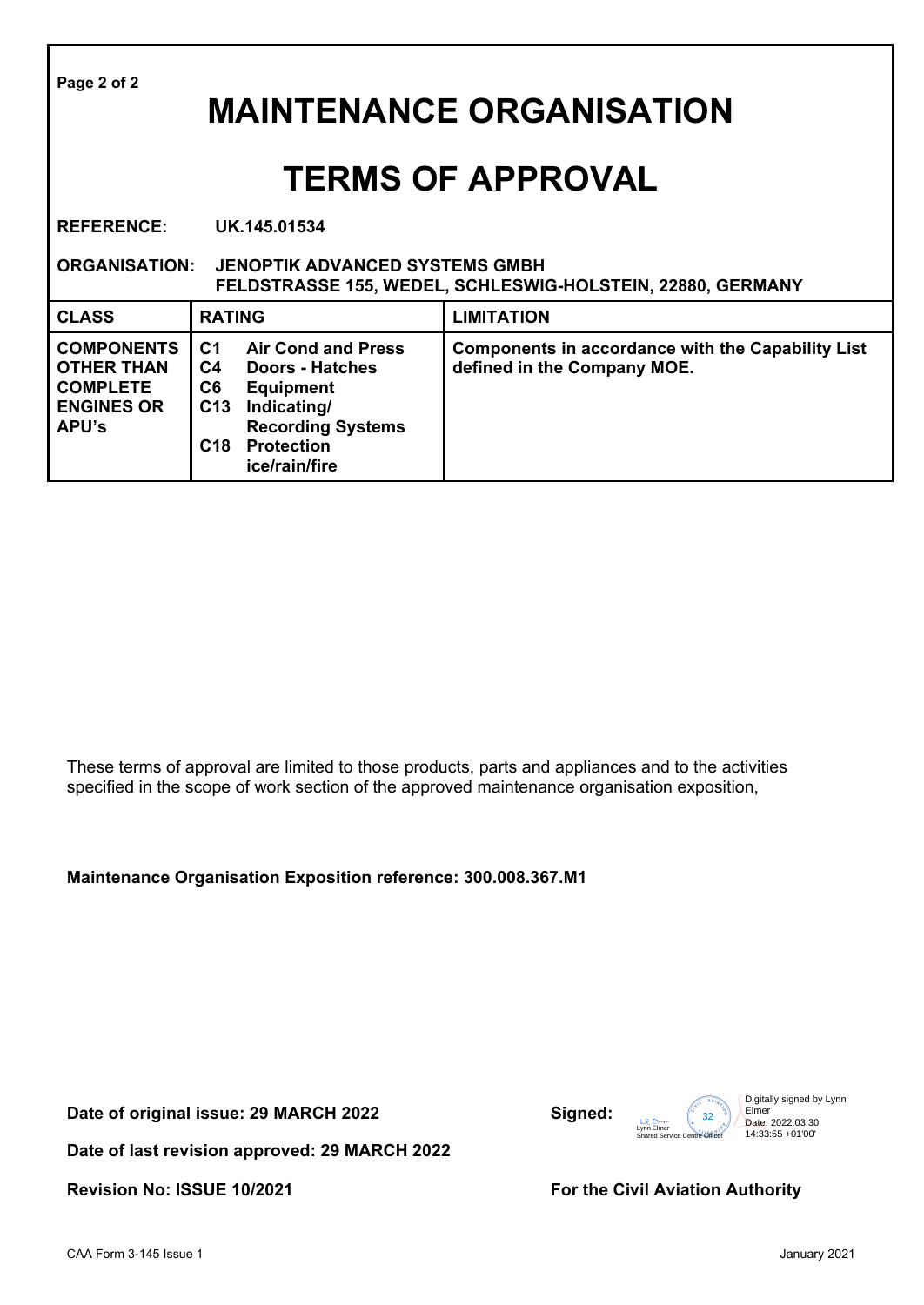# MAINTENANCE ORGANISATION

# TERMS OF APPROVAL

**REFERENCE:** **UK.145.01534**

**ORGANISATION:** **JENOPTIK ADVANCED SYSTEMS GMBH**
**FELDSTRASSE 155, WEDEL, SCHLESWIG-HOLSTEIN, 22880, GERMANY**

| CLASS | RATING | LIMITATION |
| --- | --- | --- |
| **COMPONENTS OTHER THAN COMPLETE ENGINES OR APU's** | **C1 Air Cond and Press**<br>**C4 Doors - Hatches**<br>**C6 Equipment**<br>**C13 Indicating/ Recording Systems**<br>**C18 Protection ice/rain/fire** | **Components in accordance with the Capability List defined in the Company MOE.** |

These terms of approval are limited to those products, parts and appliances and to the activities specified in the scope of work section of the approved maintenance organisation exposition,

**Maintenance Organisation Exposition reference: 300.008.367.M1**

**Date of original issue: 29 MARCH 2022**

**Date of last revision approved: 29 MARCH 2022**

**Revision No: ISSUE 10/2021**

**Signed:**

Lynn Elmer
Shared Service Centre Officer

Digitally signed by Lynn Elmer
Date: 2022.03.30 14:33:55 +01'00'

**For the Civil Aviation Authority**

CAA Form 3-145 Issue 1 January 2021